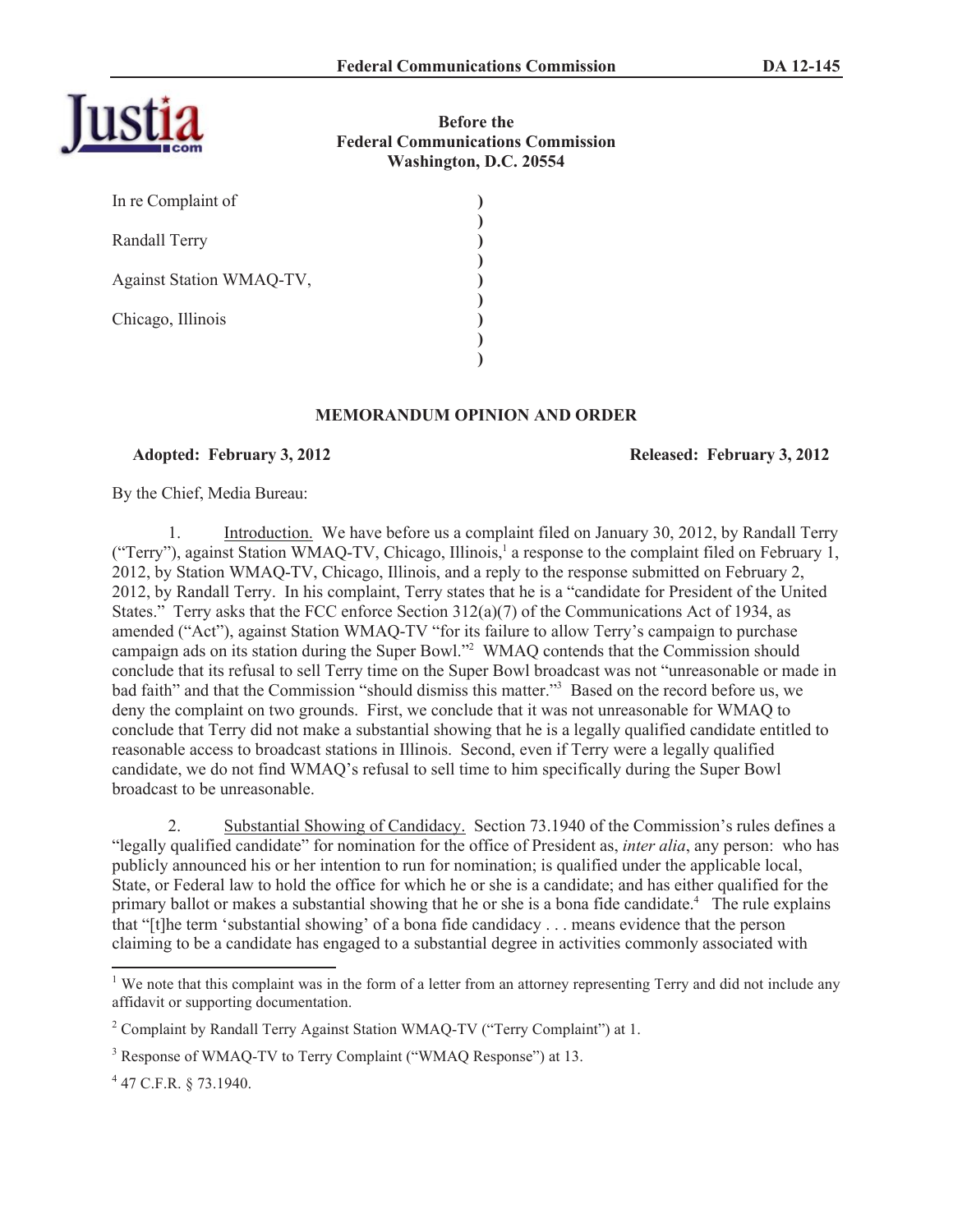**Before the**
**Federal Communications Commission**
**Washington, D.C. 20554**

| | |
|---|---|
| In re Complaint of | ) |
| | ) |
| Randall Terry | ) |
| | ) |
| Against Station WMAQ-TV, | ) |
| | ) |
| Chicago, Illinois | ) |
| | ) |
| | ) |

## MEMORANDUM OPINION AND ORDER

**Adopted: February 3, 2012** **Released: February 3, 2012**

By the Chief, Media Bureau:

1. Introduction. We have before us a complaint filed on January 30, 2012, by Randall Terry ("Terry"), against Station WMAQ-TV, Chicago, Illinois,[1] a response to the complaint filed on February 1, 2012, by Station WMAQ-TV, Chicago, Illinois, and a reply to the response submitted on February 2, 2012, by Randall Terry. In his complaint, Terry states that he is a "candidate for President of the United States." Terry asks that the FCC enforce Section 312(a)(7) of the Communications Act of 1934, as amended ("Act"), against Station WMAQ-TV "for its failure to allow Terry's campaign to purchase campaign ads on its station during the Super Bowl."[2] WMAQ contends that the Commission should conclude that its refusal to sell Terry time on the Super Bowl broadcast was not "unreasonable or made in bad faith" and that the Commission "should dismiss this matter."[3] Based on the record before us, we deny the complaint on two grounds. First, we conclude that it was not unreasonable for WMAQ to conclude that Terry did not make a substantial showing that he is a legally qualified candidate entitled to reasonable access to broadcast stations in Illinois. Second, even if Terry were a legally qualified candidate, we do not find WMAQ's refusal to sell time to him specifically during the Super Bowl broadcast to be unreasonable.

2. Substantial Showing of Candidacy. Section 73.1940 of the Commission's rules defines a "legally qualified candidate" for nomination for the office of President as, *inter alia*, any person: who has publicly announced his or her intention to run for nomination; is qualified under the applicable local, State, or Federal law to hold the office for which he or she is a candidate; and has either qualified for the primary ballot or makes a substantial showing that he or she is a bona fide candidate.[4] The rule explains that "[t]he term 'substantial showing' of a bona fide candidacy . . . means evidence that the person claiming to be a candidate has engaged to a substantial degree in activities commonly associated with

---

[1] We note that this complaint was in the form of a letter from an attorney representing Terry and did not include any affidavit or supporting documentation.

[2] Complaint by Randall Terry Against Station WMAQ-TV ("Terry Complaint") at 1.

[3] Response of WMAQ-TV to Terry Complaint ("WMAQ Response") at 13.

[4] 47 C.F.R. § 73.1940.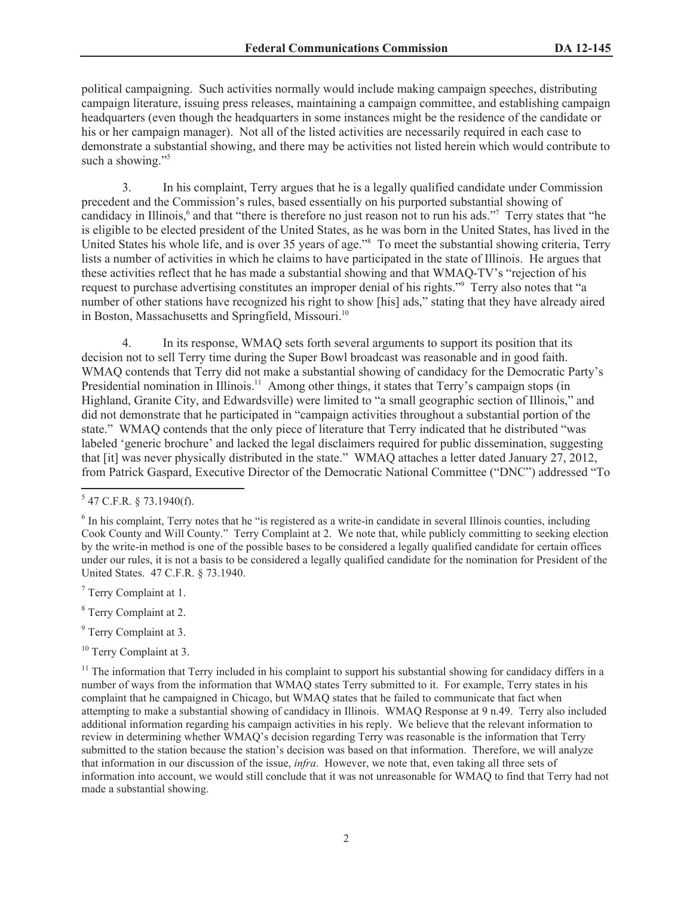political campaigning. Such activities normally would include making campaign speeches, distributing campaign literature, issuing press releases, maintaining a campaign committee, and establishing campaign headquarters (even though the headquarters in some instances might be the residence of the candidate or his or her campaign manager). Not all of the listed activities are necessarily required in each case to demonstrate a substantial showing, and there may be activities not listed herein which would contribute to such a showing."[5]

3. In his complaint, Terry argues that he is a legally qualified candidate under Commission precedent and the Commission's rules, based essentially on his purported substantial showing of candidacy in Illinois,[6] and that "there is therefore no just reason not to run his ads."[7] Terry states that "he is eligible to be elected president of the United States, as he was born in the United States, has lived in the United States his whole life, and is over 35 years of age."[8] To meet the substantial showing criteria, Terry lists a number of activities in which he claims to have participated in the state of Illinois. He argues that these activities reflect that he has made a substantial showing and that WMAQ-TV's "rejection of his request to purchase advertising constitutes an improper denial of his rights."[9] Terry also notes that "a number of other stations have recognized his right to show [his] ads," stating that they have already aired in Boston, Massachusetts and Springfield, Missouri.[10]

4. In its response, WMAQ sets forth several arguments to support its position that its decision not to sell Terry time during the Super Bowl broadcast was reasonable and in good faith. WMAQ contends that Terry did not make a substantial showing of candidacy for the Democratic Party's Presidential nomination in Illinois.[11] Among other things, it states that Terry's campaign stops (in Highland, Granite City, and Edwardsville) were limited to "a small geographic section of Illinois," and did not demonstrate that he participated in "campaign activities throughout a substantial portion of the state." WMAQ contends that the only piece of literature that Terry indicated that he distributed "was labeled 'generic brochure' and lacked the legal disclaimers required for public dissemination, suggesting that [it] was never physically distributed in the state." WMAQ attaches a letter dated January 27, 2012, from Patrick Gaspard, Executive Director of the Democratic National Committee ("DNC") addressed "To

---

[5] 47 C.F.R. § 73.1940(f).

[6] In his complaint, Terry notes that he "is registered as a write-in candidate in several Illinois counties, including Cook County and Will County." Terry Complaint at 2. We note that, while publicly committing to seeking election by the write-in method is one of the possible bases to be considered a legally qualified candidate for certain offices under our rules, it is not a basis to be considered a legally qualified candidate for the nomination for President of the United States. 47 C.F.R. § 73.1940.

[7] Terry Complaint at 1.

[8] Terry Complaint at 2.

[9] Terry Complaint at 3.

[10] Terry Complaint at 3.

[11] The information that Terry included in his complaint to support his substantial showing for candidacy differs in a number of ways from the information that WMAQ states Terry submitted to it. For example, Terry states in his complaint that he campaigned in Chicago, but WMAQ states that he failed to communicate that fact when attempting to make a substantial showing of candidacy in Illinois. WMAQ Response at 9 n.49. Terry also included additional information regarding his campaign activities in his reply. We believe that the relevant information to review in determining whether WMAQ's decision regarding Terry was reasonable is the information that Terry submitted to the station because the station's decision was based on that information. Therefore, we will analyze that information in our discussion of the issue, *infra*. However, we note that, even taking all three sets of information into account, we would still conclude that it was not unreasonable for WMAQ to find that Terry had not made a substantial showing.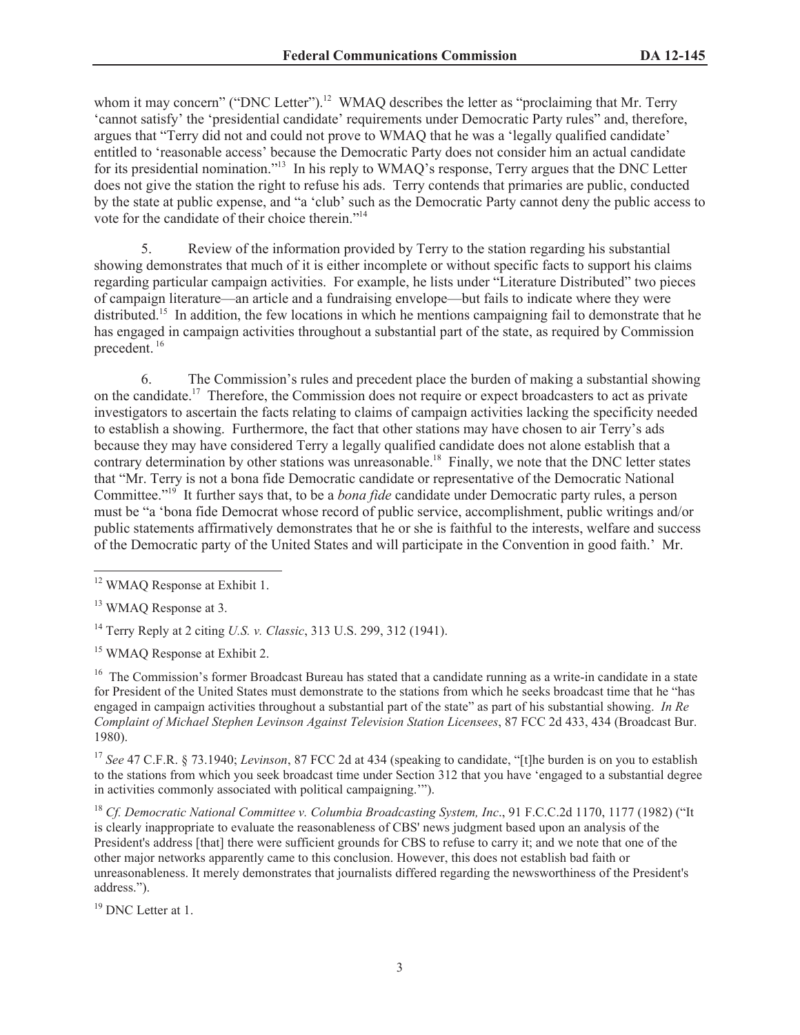whom it may concern" ("DNC Letter").[12] WMAQ describes the letter as "proclaiming that Mr. Terry 'cannot satisfy' the 'presidential candidate' requirements under Democratic Party rules" and, therefore, argues that "Terry did not and could not prove to WMAQ that he was a 'legally qualified candidate' entitled to 'reasonable access' because the Democratic Party does not consider him an actual candidate for its presidential nomination."[13] In his reply to WMAQ's response, Terry argues that the DNC Letter does not give the station the right to refuse his ads. Terry contends that primaries are public, conducted by the state at public expense, and "a 'club' such as the Democratic Party cannot deny the public access to vote for the candidate of their choice therein."[14]

5. Review of the information provided by Terry to the station regarding his substantial showing demonstrates that much of it is either incomplete or without specific facts to support his claims regarding particular campaign activities. For example, he lists under "Literature Distributed" two pieces of campaign literature—an article and a fundraising envelope—but fails to indicate where they were distributed.[15] In addition, the few locations in which he mentions campaigning fail to demonstrate that he has engaged in campaign activities throughout a substantial part of the state, as required by Commission precedent.[16]

6. The Commission's rules and precedent place the burden of making a substantial showing on the candidate.[17] Therefore, the Commission does not require or expect broadcasters to act as private investigators to ascertain the facts relating to claims of campaign activities lacking the specificity needed to establish a showing. Furthermore, the fact that other stations may have chosen to air Terry's ads because they may have considered Terry a legally qualified candidate does not alone establish that a contrary determination by other stations was unreasonable.[18] Finally, we note that the DNC letter states that "Mr. Terry is not a bona fide Democratic candidate or representative of the Democratic National Committee."[19] It further says that, to be a *bona fide* candidate under Democratic party rules, a person must be "a 'bona fide Democrat whose record of public service, accomplishment, public writings and/or public statements affirmatively demonstrates that he or she is faithful to the interests, welfare and success of the Democratic party of the United States and will participate in the Convention in good faith.' Mr.

---

[12] WMAQ Response at Exhibit 1.

[13] WMAQ Response at 3.

[14] Terry Reply at 2 citing *U.S. v. Classic*, 313 U.S. 299, 312 (1941).

[15] WMAQ Response at Exhibit 2.

[16] The Commission's former Broadcast Bureau has stated that a candidate running as a write-in candidate in a state for President of the United States must demonstrate to the stations from which he seeks broadcast time that he "has engaged in campaign activities throughout a substantial part of the state" as part of his substantial showing. *In Re Complaint of Michael Stephen Levinson Against Television Station Licensees*, 87 FCC 2d 433, 434 (Broadcast Bur. 1980).

[17] *See* 47 C.F.R. § 73.1940; *Levinson*, 87 FCC 2d at 434 (speaking to candidate, "[t]he burden is on you to establish to the stations from which you seek broadcast time under Section 312 that you have 'engaged to a substantial degree in activities commonly associated with political campaigning.'").

[18] *Cf. Democratic National Committee v. Columbia Broadcasting System, Inc*., 91 F.C.C.2d 1170, 1177 (1982) ("It is clearly inappropriate to evaluate the reasonableness of CBS' news judgment based upon an analysis of the President's address [that] there were sufficient grounds for CBS to refuse to carry it; and we note that one of the other major networks apparently came to this conclusion. However, this does not establish bad faith or unreasonableness. It merely demonstrates that journalists differed regarding the newsworthiness of the President's address.").

[19] DNC Letter at 1.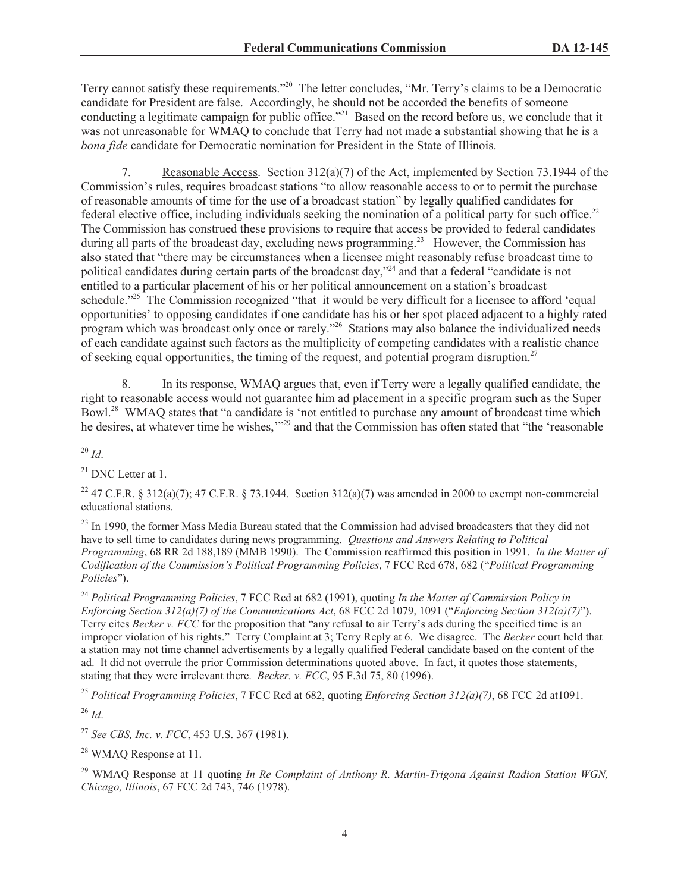Terry cannot satisfy these requirements."[20] The letter concludes, "Mr. Terry's claims to be a Democratic candidate for President are false. Accordingly, he should not be accorded the benefits of someone conducting a legitimate campaign for public office."[21] Based on the record before us, we conclude that it was not unreasonable for WMAQ to conclude that Terry had not made a substantial showing that he is a *bona fide* candidate for Democratic nomination for President in the State of Illinois.

7. Reasonable Access. Section 312(a)(7) of the Act, implemented by Section 73.1944 of the Commission's rules, requires broadcast stations "to allow reasonable access to or to permit the purchase of reasonable amounts of time for the use of a broadcast station" by legally qualified candidates for federal elective office, including individuals seeking the nomination of a political party for such office.[22] The Commission has construed these provisions to require that access be provided to federal candidates during all parts of the broadcast day, excluding news programming.[23] However, the Commission has also stated that "there may be circumstances when a licensee might reasonably refuse broadcast time to political candidates during certain parts of the broadcast day,"[24] and that a federal "candidate is not entitled to a particular placement of his or her political announcement on a station's broadcast schedule."[25] The Commission recognized "that it would be very difficult for a licensee to afford 'equal opportunities' to opposing candidates if one candidate has his or her spot placed adjacent to a highly rated program which was broadcast only once or rarely."[26] Stations may also balance the individualized needs of each candidate against such factors as the multiplicity of competing candidates with a realistic chance of seeking equal opportunities, the timing of the request, and potential program disruption.[27]

8. In its response, WMAQ argues that, even if Terry were a legally qualified candidate, the right to reasonable access would not guarantee him ad placement in a specific program such as the Super Bowl.[28] WMAQ states that "a candidate is 'not entitled to purchase any amount of broadcast time which he desires, at whatever time he wishes,'"[29] and that the Commission has often stated that "the 'reasonable

---

[20] *Id*.

[21] DNC Letter at 1.

[22] 47 C.F.R. § 312(a)(7); 47 C.F.R. § 73.1944. Section 312(a)(7) was amended in 2000 to exempt non-commercial educational stations.

[23] In 1990, the former Mass Media Bureau stated that the Commission had advised broadcasters that they did not have to sell time to candidates during news programming. *Questions and Answers Relating to Political Programming*, 68 RR 2d 188,189 (MMB 1990). The Commission reaffirmed this position in 1991. *In the Matter of Codification of the Commission's Political Programming Policies*, 7 FCC Rcd 678, 682 ("*Political Programming Policies*").

[24] *Political Programming Policies*, 7 FCC Rcd at 682 (1991), quoting *In the Matter of Commission Policy in Enforcing Section 312(a)(7) of the Communications Act*, 68 FCC 2d 1079, 1091 ("*Enforcing Section 312(a)(7)*"). Terry cites *Becker v. FCC* for the proposition that "any refusal to air Terry's ads during the specified time is an improper violation of his rights." Terry Complaint at 3; Terry Reply at 6. We disagree. The *Becker* court held that a station may not time channel advertisements by a legally qualified Federal candidate based on the content of the ad. It did not overrule the prior Commission determinations quoted above. In fact, it quotes those statements, stating that they were irrelevant there. *Becker. v. FCC*, 95 F.3d 75, 80 (1996).

[25] *Political Programming Policies*, 7 FCC Rcd at 682, quoting *Enforcing Section 312(a)(7)*, 68 FCC 2d at1091.

[26] *Id*.

[27] *See CBS, Inc. v. FCC*, 453 U.S. 367 (1981).

[28] WMAQ Response at 11.

[29] WMAQ Response at 11 quoting *In Re Complaint of Anthony R. Martin-Trigona Against Radion Station WGN, Chicago, Illinois*, 67 FCC 2d 743, 746 (1978).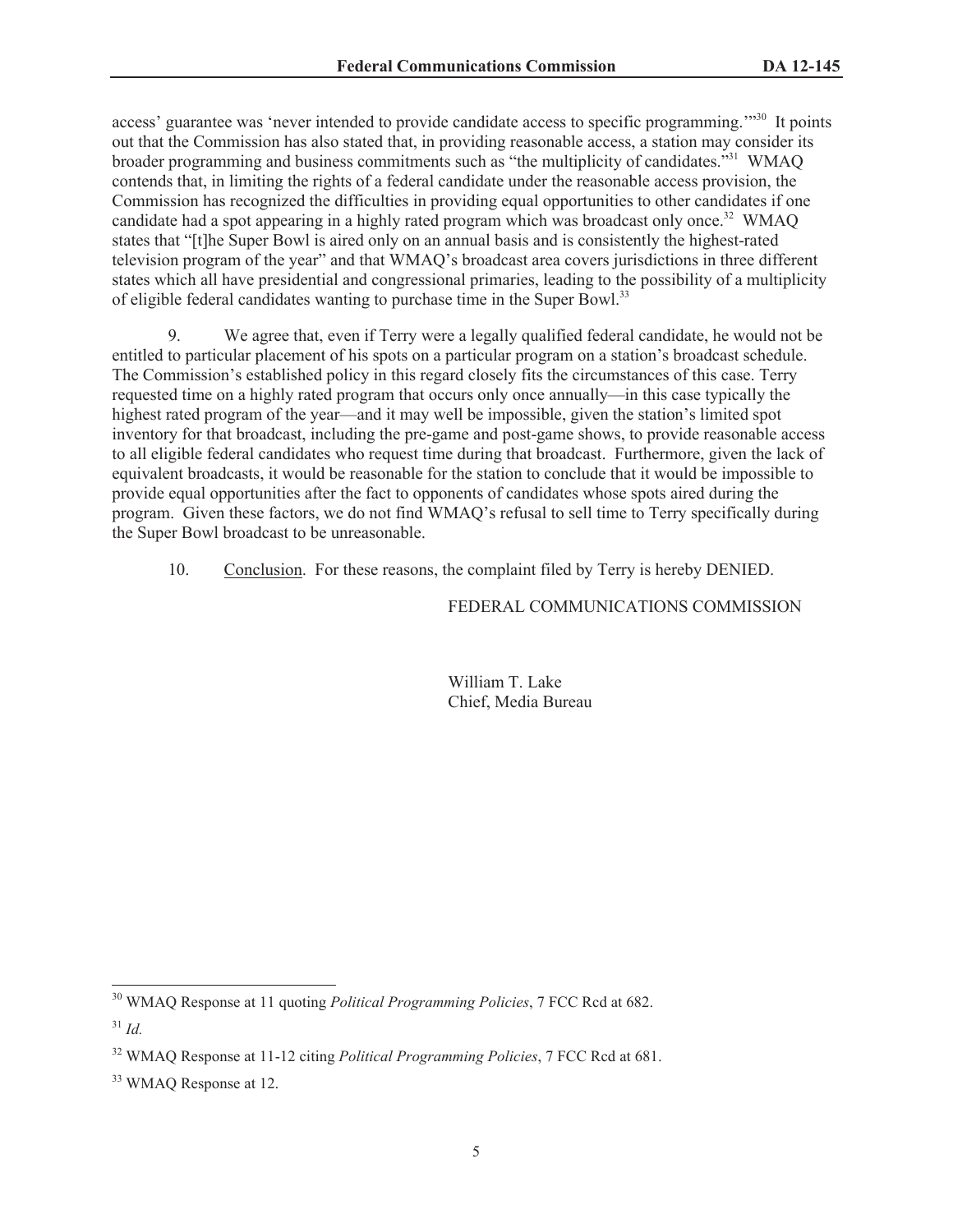access' guarantee was 'never intended to provide candidate access to specific programming.'"[30] It points out that the Commission has also stated that, in providing reasonable access, a station may consider its broader programming and business commitments such as "the multiplicity of candidates."[31] WMAQ contends that, in limiting the rights of a federal candidate under the reasonable access provision, the Commission has recognized the difficulties in providing equal opportunities to other candidates if one candidate had a spot appearing in a highly rated program which was broadcast only once.[32] WMAQ states that "[t]he Super Bowl is aired only on an annual basis and is consistently the highest-rated television program of the year" and that WMAQ's broadcast area covers jurisdictions in three different states which all have presidential and congressional primaries, leading to the possibility of a multiplicity of eligible federal candidates wanting to purchase time in the Super Bowl.[33]

9. We agree that, even if Terry were a legally qualified federal candidate, he would not be entitled to particular placement of his spots on a particular program on a station's broadcast schedule. The Commission's established policy in this regard closely fits the circumstances of this case. Terry requested time on a highly rated program that occurs only once annually—in this case typically the highest rated program of the year—and it may well be impossible, given the station's limited spot inventory for that broadcast, including the pre-game and post-game shows, to provide reasonable access to all eligible federal candidates who request time during that broadcast. Furthermore, given the lack of equivalent broadcasts, it would be reasonable for the station to conclude that it would be impossible to provide equal opportunities after the fact to opponents of candidates whose spots aired during the program. Given these factors, we do not find WMAQ's refusal to sell time to Terry specifically during the Super Bowl broadcast to be unreasonable.

10. Conclusion. For these reasons, the complaint filed by Terry is hereby DENIED.

FEDERAL COMMUNICATIONS COMMISSION

William T. Lake
Chief, Media Bureau

[30] WMAQ Response at 11 quoting *Political Programming Policies*, 7 FCC Rcd at 682.

[31] *Id.*

[32] WMAQ Response at 11-12 citing *Political Programming Policies*, 7 FCC Rcd at 681.

[33] WMAQ Response at 12.